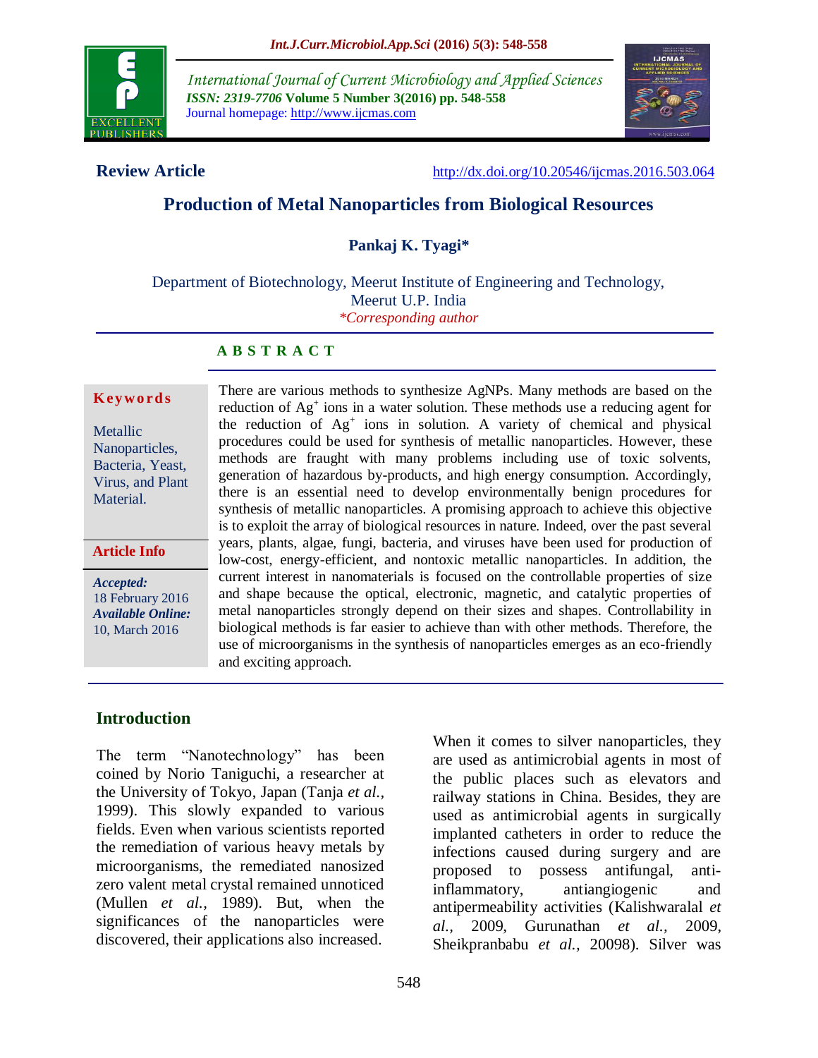**Review Article** http://dx.doi.org/10.20546/ijcmas.2016.503.064

# Production of Metal Nanoparticles from Biological Resources

**Pankaj K. Tyagi***

Department of Biotechnology, Meerut Institute of Engineering and Technology, Meerut U.P. India

*Corresponding author*

## ABSTRACT

**Keywords**

Metallic Nanoparticles, Bacteria, Yeast, Virus, and Plant Material.

**Article Info**

*Accepted:* 18 February 2016
*Available Online:* 10, March 2016

There are various methods to synthesize AgNPs. Many methods are based on the reduction of $Ag^+$ ions in a water solution. These methods use a reducing agent for the reduction of $Ag^+$ ions in solution. A variety of chemical and physical procedures could be used for synthesis of metallic nanoparticles. However, these methods are fraught with many problems including use of toxic solvents, generation of hazardous by-products, and high energy consumption. Accordingly, there is an essential need to develop environmentally benign procedures for synthesis of metallic nanoparticles. A promising approach to achieve this objective is to exploit the array of biological resources in nature. Indeed, over the past several years, plants, algae, fungi, bacteria, and viruses have been used for production of low-cost, energy-efficient, and nontoxic metallic nanoparticles. In addition, the current interest in nanomaterials is focused on the controllable properties of size and shape because the optical, electronic, magnetic, and catalytic properties of metal nanoparticles strongly depend on their sizes and shapes. Controllability in biological methods is far easier to achieve than with other methods. Therefore, the use of microorganisms in the synthesis of nanoparticles emerges as an eco-friendly and exciting approach.

## Introduction

The term "Nanotechnology" has been coined by Norio Taniguchi, a researcher at the University of Tokyo, Japan (Tanja *et al.*, 1999). This slowly expanded to various fields. Even when various scientists reported the remediation of various heavy metals by microorganisms, the remediated nanosized zero valent metal crystal remained unnoticed (Mullen *et al.*, 1989). But, when the significances of the nanoparticles were discovered, their applications also increased.

When it comes to silver nanoparticles, they are used as antimicrobial agents in most of the public places such as elevators and railway stations in China. Besides, they are used as antimicrobial agents in surgically implanted catheters in order to reduce the infections caused during surgery and are proposed to possess antifungal, anti-inflammatory, antiangiogenic and antipermeability activities (Kalishwaralal *et al.*, 2009, Gurunathan *et al.*, 2009, Sheikpranbabu *et al.*, 20098). Silver was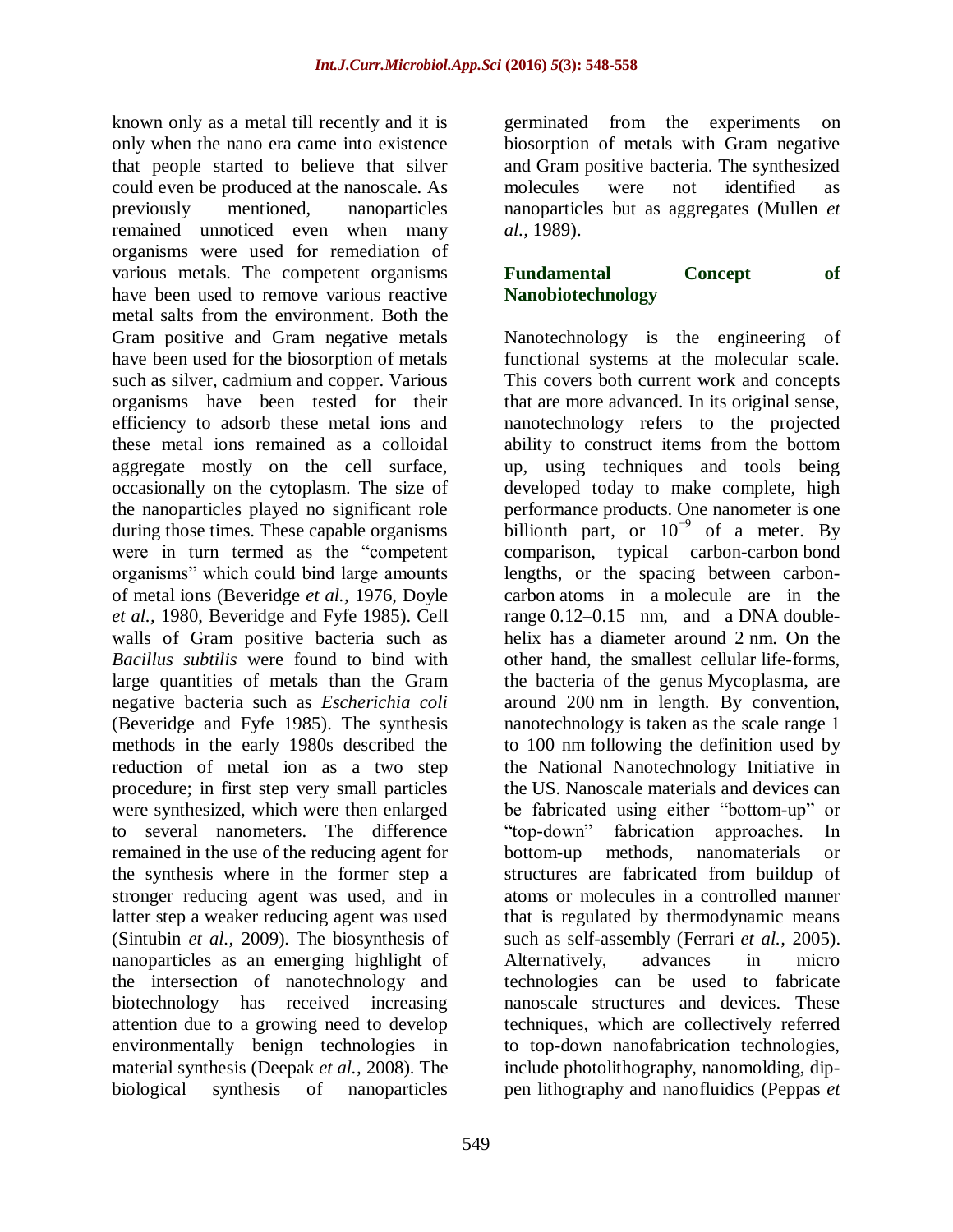known only as a metal till recently and it is only when the nano era came into existence that people started to believe that silver could even be produced at the nanoscale. As previously mentioned, nanoparticles remained unnoticed even when many organisms were used for remediation of various metals. The competent organisms have been used to remove various reactive metal salts from the environment. Both the Gram positive and Gram negative metals have been used for the biosorption of metals such as silver, cadmium and copper. Various organisms have been tested for their efficiency to adsorb these metal ions and these metal ions remained as a colloidal aggregate mostly on the cell surface, occasionally on the cytoplasm. The size of the nanoparticles played no significant role during those times. These capable organisms were in turn termed as the "competent organisms" which could bind large amounts of metal ions (Beveridge *et al.,* 1976, Doyle *et al.,* 1980, Beveridge and Fyfe 1985). Cell walls of Gram positive bacteria such as *Bacillus subtilis* were found to bind with large quantities of metals than the Gram negative bacteria such as *Escherichia coli* (Beveridge and Fyfe 1985). The synthesis methods in the early 1980s described the reduction of metal ion as a two step procedure; in first step very small particles were synthesized, which were then enlarged to several nanometers. The difference remained in the use of the reducing agent for the synthesis where in the former step a stronger reducing agent was used, and in latter step a weaker reducing agent was used (Sintubin *et al.,* 2009). The biosynthesis of nanoparticles as an emerging highlight of the intersection of nanotechnology and biotechnology has received increasing attention due to a growing need to develop environmentally benign technologies in material synthesis (Deepak *et al.,* 2008). The biological synthesis of nanoparticles germinated from the experiments on biosorption of metals with Gram negative and Gram positive bacteria. The synthesized molecules were not identified as nanoparticles but as aggregates (Mullen *et al.,* 1989).

## Fundamental Concept of Nanobiotechnology

Nanotechnology is the engineering of functional systems at the molecular scale. This covers both current work and concepts that are more advanced. In its original sense, nanotechnology refers to the projected ability to construct items from the bottom up, using techniques and tools being developed today to make complete, high performance products. One nanometer is one billionth part, or $10^{-9}$ of a meter. By comparison, typical carbon-carbon bond lengths, or the spacing between carbon-carbon atoms in a molecule are in the range 0.12–0.15 nm, and a DNA double-helix has a diameter around 2 nm. On the other hand, the smallest cellular life-forms, the bacteria of the genus Mycoplasma, are around 200 nm in length. By convention, nanotechnology is taken as the scale range 1 to 100 nm following the definition used by the National Nanotechnology Initiative in the US. Nanoscale materials and devices can be fabricated using either "bottom-up" or "top-down" fabrication approaches. In bottom-up methods, nanomaterials or structures are fabricated from buildup of atoms or molecules in a controlled manner that is regulated by thermodynamic means such as self-assembly (Ferrari *et al.,* 2005). Alternatively, advances in micro technologies can be used to fabricate nanoscale structures and devices. These techniques, which are collectively referred to top-down nanofabrication technologies, include photolithography, nanomolding, dip-pen lithography and nanofluidics (Peppas *et*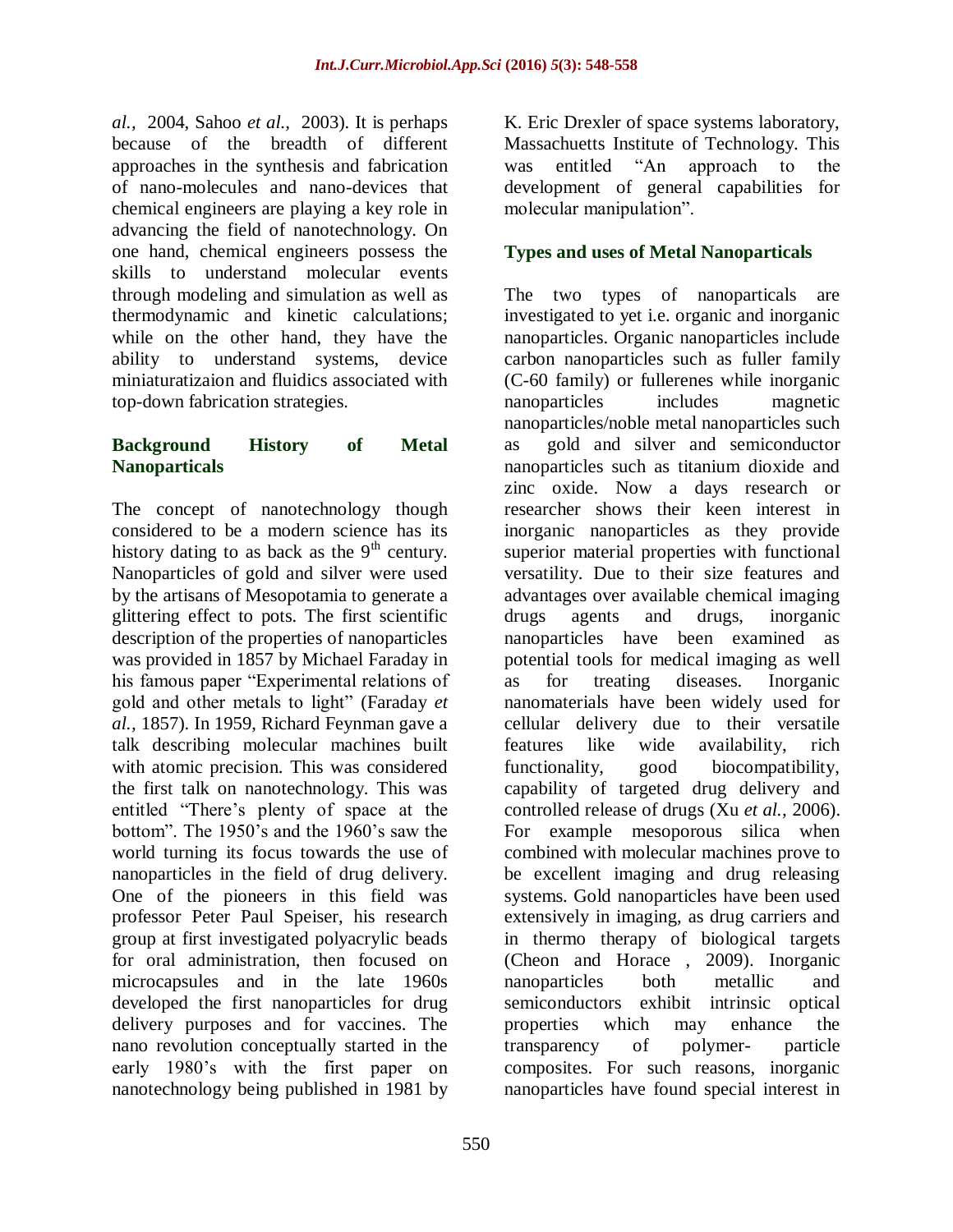*al.,* 2004, Sahoo *et al.,* 2003). It is perhaps because of the breadth of different approaches in the synthesis and fabrication of nano-molecules and nano-devices that chemical engineers are playing a key role in advancing the field of nanotechnology. On one hand, chemical engineers possess the skills to understand molecular events through modeling and simulation as well as thermodynamic and kinetic calculations; while on the other hand, they have the ability to understand systems, device miniaturatizaion and fluidics associated with top-down fabrication strategies.

### Background History of Metal Nanoparticals

The concept of nanotechnology though considered to be a modern science has its history dating to as back as the $9^{th}$ century. Nanoparticles of gold and silver were used by the artisans of Mesopotamia to generate a glittering effect to pots. The first scientific description of the properties of nanoparticles was provided in 1857 by Michael Faraday in his famous paper "Experimental relations of gold and other metals to light" (Faraday *et al.,* 1857). In 1959, Richard Feynman gave a talk describing molecular machines built with atomic precision. This was considered the first talk on nanotechnology. This was entitled "There's plenty of space at the bottom". The 1950's and the 1960's saw the world turning its focus towards the use of nanoparticles in the field of drug delivery. One of the pioneers in this field was professor Peter Paul Speiser, his research group at first investigated polyacrylic beads for oral administration, then focused on microcapsules and in the late 1960s developed the first nanoparticles for drug delivery purposes and for vaccines. The nano revolution conceptually started in the early 1980's with the first paper on nanotechnology being published in 1981 by K. Eric Drexler of space systems laboratory, Massachuetts Institute of Technology. This was entitled "An approach to the development of general capabilities for molecular manipulation".

### Types and uses of Metal Nanoparticals

The two types of nanoparticals are investigated to yet i.e. organic and inorganic nanoparticles. Organic nanoparticles include carbon nanoparticles such as fuller family (C-60 family) or fullerenes while inorganic nanoparticles includes magnetic nanoparticles/noble metal nanoparticles such as gold and silver and semiconductor nanoparticles such as titanium dioxide and zinc oxide. Now a days research or researcher shows their keen interest in inorganic nanoparticles as they provide superior material properties with functional versatility. Due to their size features and advantages over available chemical imaging drugs agents and drugs, inorganic nanoparticles have been examined as potential tools for medical imaging as well as for treating diseases. Inorganic nanomaterials have been widely used for cellular delivery due to their versatile features like wide availability, rich functionality, good biocompatibility, capability of targeted drug delivery and controlled release of drugs (Xu *et al.,* 2006). For example mesoporous silica when combined with molecular machines prove to be excellent imaging and drug releasing systems. Gold nanoparticles have been used extensively in imaging, as drug carriers and in thermo therapy of biological targets (Cheon and Horace , 2009). Inorganic nanoparticles both metallic and semiconductors exhibit intrinsic optical properties which may enhance the transparency of polymer- particle composites. For such reasons, inorganic nanoparticles have found special interest in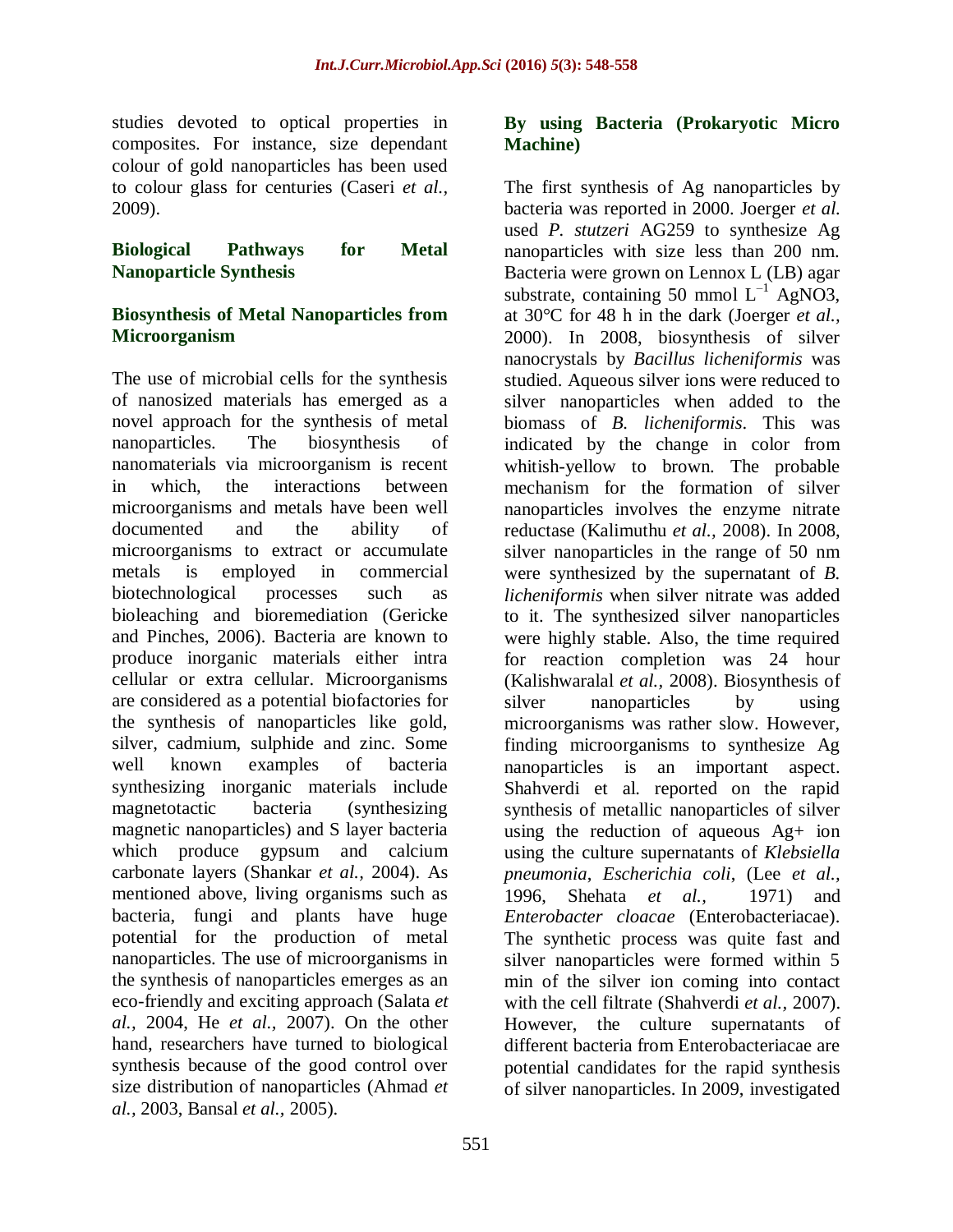studies devoted to optical properties in composites. For instance, size dependant colour of gold nanoparticles has been used to colour glass for centuries (Caseri *et al.,* 2009).

## Biological Pathways for Metal Nanoparticle Synthesis

### Biosynthesis of Metal Nanoparticles from Microorganism

The use of microbial cells for the synthesis of nanosized materials has emerged as a novel approach for the synthesis of metal nanoparticles. The biosynthesis of nanomaterials via microorganism is recent in which, the interactions between microorganisms and metals have been well documented and the ability of microorganisms to extract or accumulate metals is employed in commercial biotechnological processes such as bioleaching and bioremediation (Gericke and Pinches, 2006). Bacteria are known to produce inorganic materials either intra cellular or extra cellular. Microorganisms are considered as a potential biofactories for the synthesis of nanoparticles like gold, silver, cadmium, sulphide and zinc. Some well known examples of bacteria synthesizing inorganic materials include magnetotactic bacteria (synthesizing magnetic nanoparticles) and S layer bacteria which produce gypsum and calcium carbonate layers (Shankar *et al.,* 2004). As mentioned above, living organisms such as bacteria, fungi and plants have huge potential for the production of metal nanoparticles. The use of microorganisms in the synthesis of nanoparticles emerges as an eco-friendly and exciting approach (Salata *et al.,* 2004, He *et al.,* 2007). On the other hand, researchers have turned to biological synthesis because of the good control over size distribution of nanoparticles (Ahmad *et al.,* 2003, Bansal *et al.,* 2005).

### By using Bacteria (Prokaryotic Micro Machine)

The first synthesis of Ag nanoparticles by bacteria was reported in 2000. Joerger *et al.* used *P. stutzeri* AG259 to synthesize Ag nanoparticles with size less than 200 nm. Bacteria were grown on Lennox L (LB) agar substrate, containing 50 mmol $L^{-1}$ $AgNO_3$, at 30°C for 48 h in the dark (Joerger *et al.,* 2000). In 2008, biosynthesis of silver nanocrystals by *Bacillus licheniformis* was studied. Aqueous silver ions were reduced to silver nanoparticles when added to the biomass of *B. licheniformis*. This was indicated by the change in color from whitish-yellow to brown. The probable mechanism for the formation of silver nanoparticles involves the enzyme nitrate reductase (Kalimuthu *et al.,* 2008). In 2008, silver nanoparticles in the range of 50 nm were synthesized by the supernatant of *B. licheniformis* when silver nitrate was added to it. The synthesized silver nanoparticles were highly stable. Also, the time required for reaction completion was 24 hour (Kalishwaralal *et al.,* 2008). Biosynthesis of silver nanoparticles by using microorganisms was rather slow. However, finding microorganisms to synthesize Ag nanoparticles is an important aspect. Shahverdi et al. reported on the rapid synthesis of metallic nanoparticles of silver using the reduction of aqueous $Ag^+$ ion using the culture supernatants of *Klebsiella pneumonia*, *Escherichia coli*, (Lee *et al.,* 1996, Shehata *et al.,* 1971) and *Enterobacter cloacae* (Enterobacteriacae). The synthetic process was quite fast and silver nanoparticles were formed within 5 min of the silver ion coming into contact with the cell filtrate (Shahverdi *et al.,* 2007). However, the culture supernatants of different bacteria from Enterobacteriacae are potential candidates for the rapid synthesis of silver nanoparticles. In 2009, investigated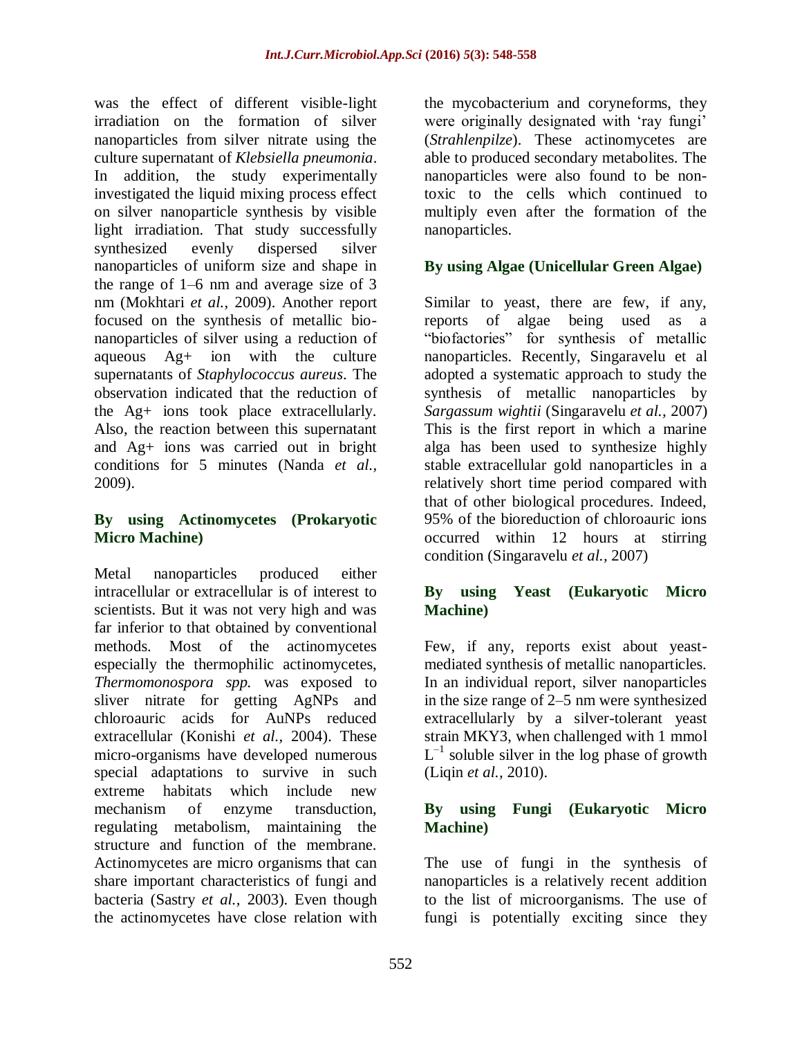was the effect of different visible-light irradiation on the formation of silver nanoparticles from silver nitrate using the culture supernatant of *Klebsiella pneumonia*. In addition, the study experimentally investigated the liquid mixing process effect on silver nanoparticle synthesis by visible light irradiation. That study successfully synthesized evenly dispersed silver nanoparticles of uniform size and shape in the range of 1–6 nm and average size of 3 nm (Mokhtari *et al.*, 2009). Another report focused on the synthesis of metallic bio-nanoparticles of silver using a reduction of aqueous Ag+ ion with the culture supernatants of *Staphylococcus aureus*. The observation indicated that the reduction of the Ag+ ions took place extracellularly. Also, the reaction between this supernatant and Ag+ ions was carried out in bright conditions for 5 minutes (Nanda *et al.*, 2009).

### By using Actinomycetes (Prokaryotic Micro Machine)

Metal nanoparticles produced either intracellular or extracellular is of interest to scientists. But it was not very high and was far inferior to that obtained by conventional methods. Most of the actinomycetes especially the thermophilic actinomycetes, *Thermomonospora spp.* was exposed to sliver nitrate for getting AgNPs and chloroauric acids for AuNPs reduced extracellular (Konishi *et al.*, 2004). These micro-organisms have developed numerous special adaptations to survive in such extreme habitats which include new mechanism of enzyme transduction, regulating metabolism, maintaining the structure and function of the membrane. Actinomycetes are micro organisms that can share important characteristics of fungi and bacteria (Sastry *et al.*, 2003). Even though the actinomycetes have close relation with the mycobacterium and coryneforms, they were originally designated with 'ray fungi' (*Strahlenpilze*). These actinomycetes are able to produced secondary metabolites. The nanoparticles were also found to be non-toxic to the cells which continued to multiply even after the formation of the nanoparticles.

### By using Algae (Unicellular Green Algae)

Similar to yeast, there are few, if any, reports of algae being used as a "biofactories" for synthesis of metallic nanoparticles. Recently, Singaravelu et al adopted a systematic approach to study the synthesis of metallic nanoparticles by *Sargassum wightii* (Singaravelu *et al.*, 2007) This is the first report in which a marine alga has been used to synthesize highly stable extracellular gold nanoparticles in a relatively short time period compared with that of other biological procedures. Indeed, 95% of the bioreduction of chloroauric ions occurred within 12 hours at stirring condition (Singaravelu *et al.*, 2007)

### By using Yeast (Eukaryotic Micro Machine)

Few, if any, reports exist about yeast-mediated synthesis of metallic nanoparticles. In an individual report, silver nanoparticles in the size range of 2–5 nm were synthesized extracellularly by a silver-tolerant yeast strain MKY3, when challenged with 1 mmol $L^{-1}$ soluble silver in the log phase of growth (Liqin *et al.*, 2010).

### By using Fungi (Eukaryotic Micro Machine)

The use of fungi in the synthesis of nanoparticles is a relatively recent addition to the list of microorganisms. The use of fungi is potentially exciting since they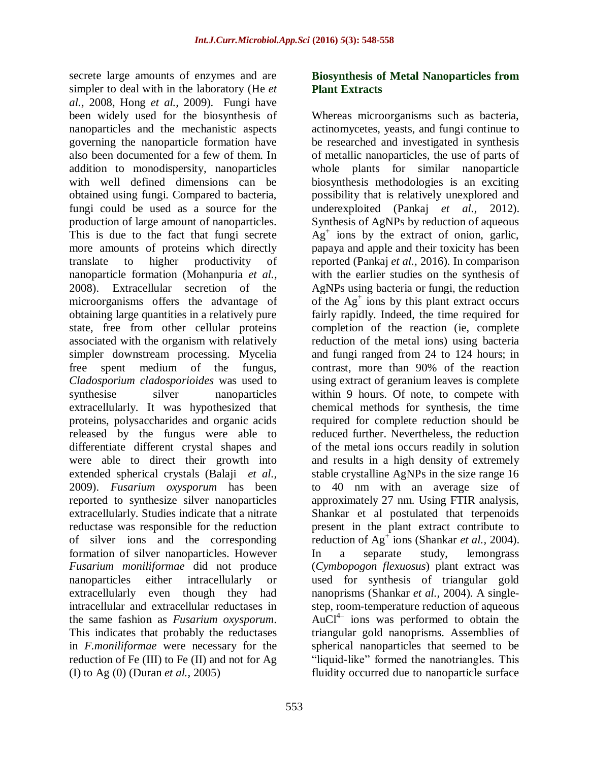secrete large amounts of enzymes and are simpler to deal with in the laboratory (He *et al.,* 2008, Hong *et al.,* 2009). Fungi have been widely used for the biosynthesis of nanoparticles and the mechanistic aspects governing the nanoparticle formation have also been documented for a few of them. In addition to monodispersity, nanoparticles with well defined dimensions can be obtained using fungi. Compared to bacteria, fungi could be used as a source for the production of large amount of nanoparticles. This is due to the fact that fungi secrete more amounts of proteins which directly translate to higher productivity of nanoparticle formation (Mohanpuria *et al.,* 2008). Extracellular secretion of the microorganisms offers the advantage of obtaining large quantities in a relatively pure state, free from other cellular proteins associated with the organism with relatively simpler downstream processing. Mycelia free spent medium of the fungus, *Cladosporium cladosporioides* was used to synthesise silver nanoparticles extracellularly. It was hypothesized that proteins, polysaccharides and organic acids released by the fungus were able to differentiate different crystal shapes and were able to direct their growth into extended spherical crystals (Balaji *et al.,* 2009). *Fusarium oxysporum* has been reported to synthesize silver nanoparticles extracellularly. Studies indicate that a nitrate reductase was responsible for the reduction of silver ions and the corresponding formation of silver nanoparticles. However *Fusarium moniliformae* did not produce nanoparticles either intracellularly or extracellularly even though they had intracellular and extracellular reductases in the same fashion as *Fusarium oxysporum*. This indicates that probably the reductases in *F.moniliformae* were necessary for the reduction of Fe (III) to Fe (II) and not for Ag (I) to Ag (0) (Duran *et al.,* 2005)

## Biosynthesis of Metal Nanoparticles from Plant Extracts

Whereas microorganisms such as bacteria, actinomycetes, yeasts, and fungi continue to be researched and investigated in synthesis of metallic nanoparticles, the use of parts of whole plants for similar nanoparticle biosynthesis methodologies is an exciting possibility that is relatively unexplored and underexploited (Pankaj *et al.,* 2012). Synthesis of AgNPs by reduction of aqueous $Ag^+$ ions by the extract of onion, garlic, papaya and apple and their toxicity has been reported (Pankaj *et al.,* 2016). In comparison with the earlier studies on the synthesis of AgNPs using bacteria or fungi, the reduction of the $Ag^+$ ions by this plant extract occurs fairly rapidly. Indeed, the time required for completion of the reaction (ie, complete reduction of the metal ions) using bacteria and fungi ranged from 24 to 124 hours; in contrast, more than 90% of the reaction using extract of geranium leaves is complete within 9 hours. Of note, to compete with chemical methods for synthesis, the time required for complete reduction should be reduced further. Nevertheless, the reduction of the metal ions occurs readily in solution and results in a high density of extremely stable crystalline AgNPs in the size range 16 to 40 nm with an average size of approximately 27 nm. Using FTIR analysis, Shankar et al postulated that terpenoids present in the plant extract contribute to reduction of $Ag^+$ ions (Shankar *et al.,* 2004). In a separate study, lemongrass (*Cymbopogon flexuosus*) plant extract was used for synthesis of triangular gold nanoprisms (Shankar *et al.,* 2004). A single-step, room-temperature reduction of aqueous $AuCl^{4-}$ ions was performed to obtain the triangular gold nanoprisms. Assemblies of spherical nanoparticles that seemed to be "liquid-like" formed the nanotriangles. This fluidity occurred due to nanoparticle surface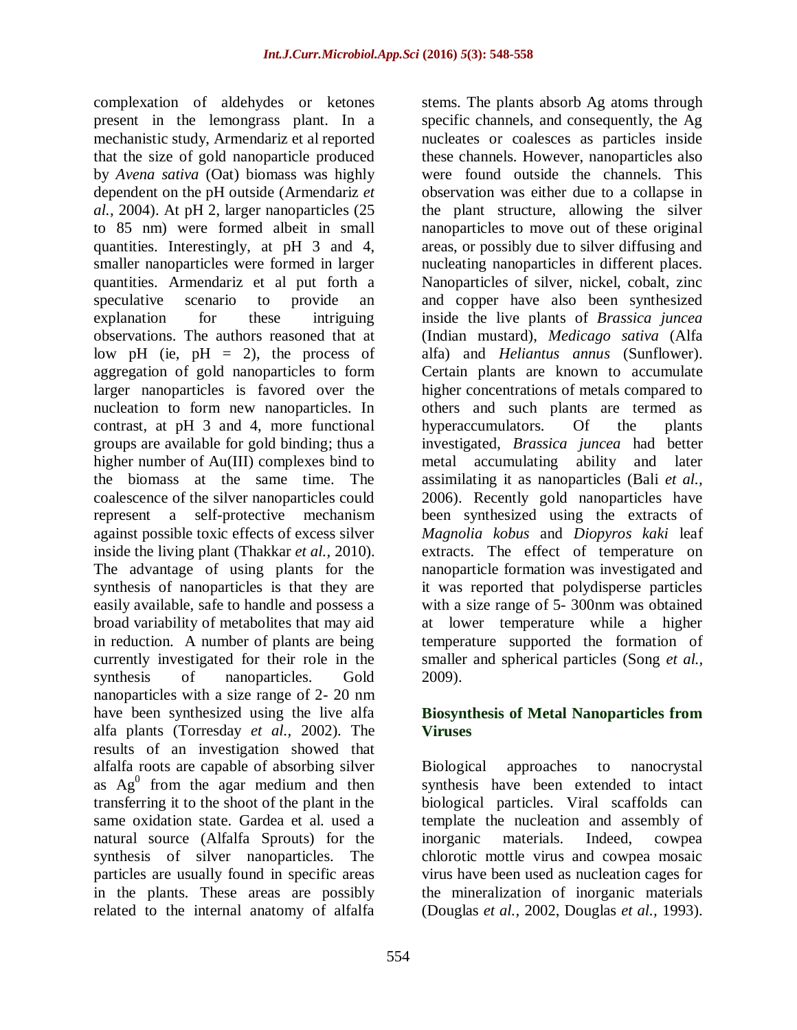complexation of aldehydes or ketones present in the lemongrass plant. In a mechanistic study, Armendariz et al reported that the size of gold nanoparticle produced by *Avena sativa* (Oat) biomass was highly dependent on the pH outside (Armendariz *et al.*, 2004). At pH 2, larger nanoparticles (25 to 85 nm) were formed albeit in small quantities. Interestingly, at pH 3 and 4, smaller nanoparticles were formed in larger quantities. Armendariz et al put forth a speculative scenario to provide an explanation for these intriguing observations. The authors reasoned that at low pH (ie, pH = 2), the process of aggregation of gold nanoparticles to form larger nanoparticles is favored over the nucleation to form new nanoparticles. In contrast, at pH 3 and 4, more functional groups are available for gold binding; thus a higher number of Au(III) complexes bind to the biomass at the same time. The coalescence of the silver nanoparticles could represent a self-protective mechanism against possible toxic effects of excess silver inside the living plant (Thakkar *et al.*, 2010). The advantage of using plants for the synthesis of nanoparticles is that they are easily available, safe to handle and possess a broad variability of metabolites that may aid in reduction. A number of plants are being currently investigated for their role in the synthesis of nanoparticles. Gold nanoparticles with a size range of 2- 20 nm have been synthesized using the live alfa alfa plants (Torresday *et al.*, 2002). The results of an investigation showed that alfalfa roots are capable of absorbing silver as $Ag^0$ from the agar medium and then transferring it to the shoot of the plant in the same oxidation state. Gardea et al. used a natural source (Alfalfa Sprouts) for the synthesis of silver nanoparticles. The particles are usually found in specific areas in the plants. These areas are possibly related to the internal anatomy of alfalfa stems. The plants absorb Ag atoms through specific channels, and consequently, the Ag nucleates or coalesces as particles inside these channels. However, nanoparticles also were found outside the channels. This observation was either due to a collapse in the plant structure, allowing the silver nanoparticles to move out of these original areas, or possibly due to silver diffusing and nucleating nanoparticles in different places. Nanoparticles of silver, nickel, cobalt, zinc and copper have also been synthesized inside the live plants of *Brassica juncea* (Indian mustard), *Medicago sativa* (Alfa alfa) and *Heliantus annus* (Sunflower). Certain plants are known to accumulate higher concentrations of metals compared to others and such plants are termed as hyperaccumulators. Of the plants investigated, *Brassica juncea* had better metal accumulating ability and later assimilating it as nanoparticles (Bali *et al.*, 2006). Recently gold nanoparticles have been synthesized using the extracts of *Magnolia kobus* and *Diopyros kaki* leaf extracts. The effect of temperature on nanoparticle formation was investigated and it was reported that polydisperse particles with a size range of 5- 300nm was obtained at lower temperature while a higher temperature supported the formation of smaller and spherical particles (Song *et al.*, 2009).

## Biosynthesis of Metal Nanoparticles from Viruses

Biological approaches to nanocrystal synthesis have been extended to intact biological particles. Viral scaffolds can template the nucleation and assembly of inorganic materials. Indeed, cowpea chlorotic mottle virus and cowpea mosaic virus have been used as nucleation cages for the mineralization of inorganic materials (Douglas *et al.*, 2002, Douglas *et al.*, 1993).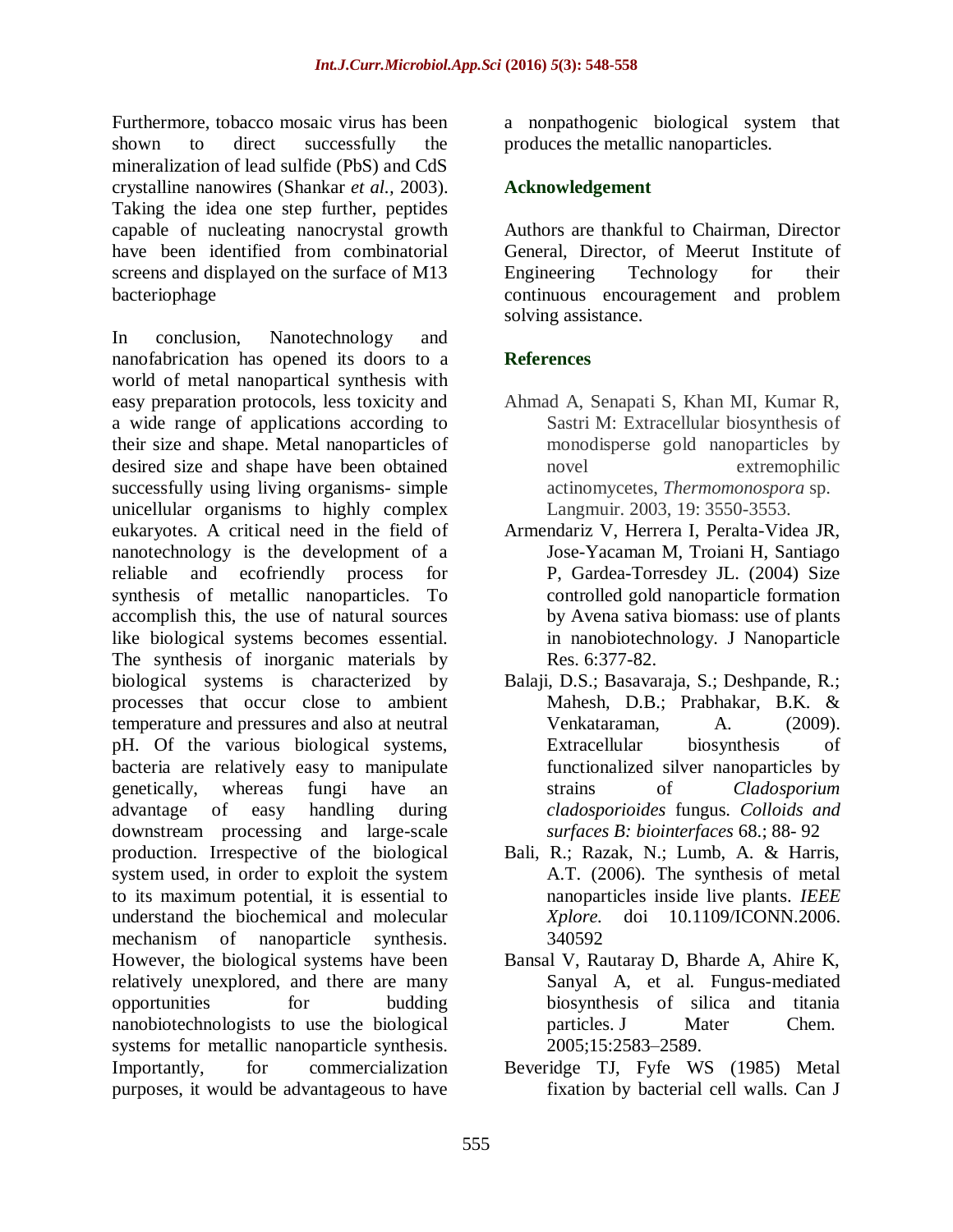Furthermore, tobacco mosaic virus has been shown to direct successfully the mineralization of lead sulfide (PbS) and CdS crystalline nanowires (Shankar *et al.*, 2003). Taking the idea one step further, peptides capable of nucleating nanocrystal growth have been identified from combinatorial screens and displayed on the surface of M13 bacteriophage

In conclusion, Nanotechnology and nanofabrication has opened its doors to a world of metal nanopartical synthesis with easy preparation protocols, less toxicity and a wide range of applications according to their size and shape. Metal nanoparticles of desired size and shape have been obtained successfully using living organisms- simple unicellular organisms to highly complex eukaryotes. A critical need in the field of nanotechnology is the development of a reliable and ecofriendly process for synthesis of metallic nanoparticles. To accomplish this, the use of natural sources like biological systems becomes essential. The synthesis of inorganic materials by biological systems is characterized by processes that occur close to ambient temperature and pressures and also at neutral pH. Of the various biological systems, bacteria are relatively easy to manipulate genetically, whereas fungi have an advantage of easy handling during downstream processing and large-scale production. Irrespective of the biological system used, in order to exploit the system to its maximum potential, it is essential to understand the biochemical and molecular mechanism of nanoparticle synthesis. However, the biological systems have been relatively unexplored, and there are many opportunities for budding nanobiotechnologists to use the biological systems for metallic nanoparticle synthesis. Importantly, for commercialization purposes, it would be advantageous to have a nonpathogenic biological system that produces the metallic nanoparticles.

## Acknowledgement

Authors are thankful to Chairman, Director General, Director, of Meerut Institute of Engineering Technology for their continuous encouragement and problem solving assistance.

## References

Ahmad A, Senapati S, Khan MI, Kumar R, Sastri M: Extracellular biosynthesis of monodisperse gold nanoparticles by novel extremophilic actinomycetes, *Thermomonospora* sp. Langmuir. 2003, 19: 3550-3553.

Armendariz V, Herrera I, Peralta-Videa JR, Jose-Yacaman M, Troiani H, Santiago P, Gardea-Torresdey JL. (2004) Size controlled gold nanoparticle formation by Avena sativa biomass: use of plants in nanobiotechnology. J Nanoparticle Res. 6:377-82.

Balaji, D.S.; Basavaraja, S.; Deshpande, R.; Mahesh, D.B.; Prabhakar, B.K. & Venkataraman, A. (2009). Extracellular biosynthesis of functionalized silver nanoparticles by strains of *Cladosporium cladosporioides* fungus. *Colloids and surfaces B: biointerfaces* 68.; 88- 92

Bali, R.; Razak, N.; Lumb, A. & Harris, A.T. (2006). The synthesis of metal nanoparticles inside live plants. *IEEE Xplore.* doi 10.1109/ICONN.2006. 340592

Bansal V, Rautaray D, Bharde A, Ahire K, Sanyal A, et al. Fungus-mediated biosynthesis of silica and titania particles. J Mater Chem. 2005;15:2583–2589.

Beveridge TJ, Fyfe WS (1985) Metal fixation by bacterial cell walls. Can J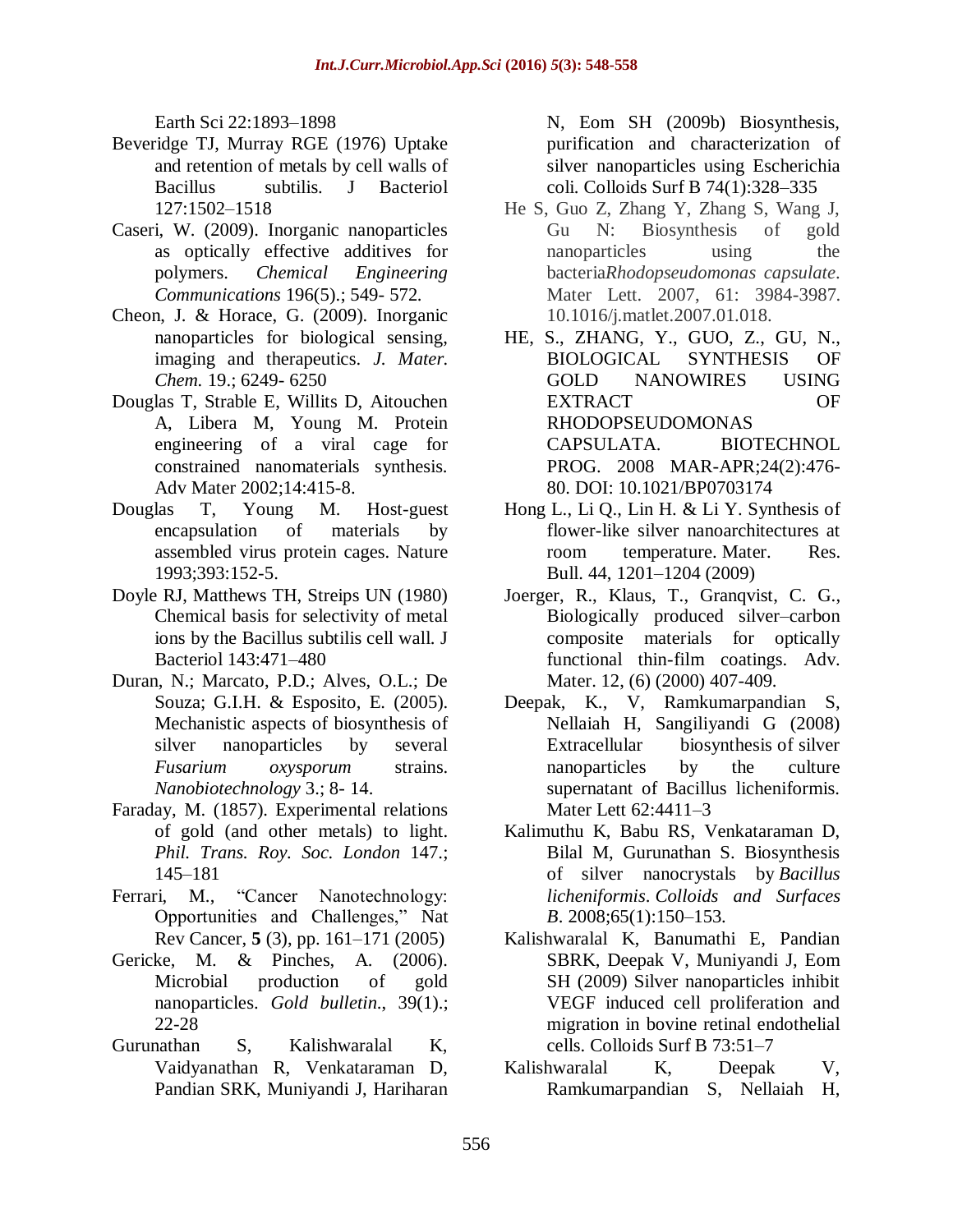Earth Sci 22:1893–1898

Beveridge TJ, Murray RGE (1976) Uptake and retention of metals by cell walls of Bacillus subtilis. J Bacteriol 127:1502–1518

Caseri, W. (2009). Inorganic nanoparticles as optically effective additives for polymers. *Chemical Engineering Communications* 196(5).; 549- 572.

Cheon, J. & Horace, G. (2009). Inorganic nanoparticles for biological sensing, imaging and therapeutics. *J. Mater. Chem.* 19.; 6249- 6250

Douglas T, Strable E, Willits D, Aitouchen A, Libera M, Young M. Protein engineering of a viral cage for constrained nanomaterials synthesis. Adv Mater 2002;14:415-8.

Douglas T, Young M. Host-guest encapsulation of materials by assembled virus protein cages. Nature 1993;393:152-5.

Doyle RJ, Matthews TH, Streips UN (1980) Chemical basis for selectivity of metal ions by the Bacillus subtilis cell wall. J Bacteriol 143:471–480

Duran, N.; Marcato, P.D.; Alves, O.L.; De Souza; G.I.H. & Esposito, E. (2005). Mechanistic aspects of biosynthesis of silver nanoparticles by several *Fusarium oxysporum* strains. *Nanobiotechnology* 3.; 8- 14.

Faraday, M. (1857). Experimental relations of gold (and other metals) to light. *Phil. Trans. Roy. Soc. London* 147.; 145–181

Ferrari, M., "Cancer Nanotechnology: Opportunities and Challenges," Nat Rev Cancer, **5** (3), pp. 161–171 (2005)

Gericke, M. & Pinches, A. (2006). Microbial production of gold nanoparticles. *Gold bulletin.*, 39(1).; 22-28

Gurunathan S, Kalishwaralal K, Vaidyanathan R, Venkataraman D, Pandian SRK, Muniyandi J, Hariharan N, Eom SH (2009b) Biosynthesis, purification and characterization of silver nanoparticles using Escherichia coli. Colloids Surf B 74(1):328–335

He S, Guo Z, Zhang Y, Zhang S, Wang J, Gu N: Biosynthesis of gold nanoparticles using the bacteria*Rhodopseudomonas capsulate*. Mater Lett. 2007, 61: 3984-3987. 10.1016/j.matlet.2007.01.018.

HE, S., ZHANG, Y., GUO, Z., GU, N., BIOLOGICAL SYNTHESIS OF GOLD NANOWIRES USING EXTRACT OF RHODOPSEUDOMONAS CAPSULATA. BIOTECHNOL PROG. 2008 MAR-APR;24(2):476-80. DOI: 10.1021/BP0703174

Hong L., Li Q., Lin H. & Li Y. Synthesis of flower-like silver nanoarchitectures at room temperature. Mater. Res. Bull. 44, 1201–1204 (2009)

Joerger, R., Klaus, T., Granqvist, C. G., Biologically produced silver–carbon composite materials for optically functional thin-film coatings. Adv. Mater. 12, (6) (2000) 407-409.

Deepak, K., V, Ramkumarpandian S, Nellaiah H, Sangiliyandi G (2008) Extracellular biosynthesis of silver nanoparticles by the culture supernatant of Bacillus licheniformis. Mater Lett 62:4411–3

Kalimuthu K, Babu RS, Venkataraman D, Bilal M, Gurunathan S. Biosynthesis of silver nanocrystals by *Bacillus licheniformis*. *Colloids and Surfaces B*. 2008;65(1):150–153.

Kalishwaralal K, Banumathi E, Pandian SBRK, Deepak V, Muniyandi J, Eom SH (2009) Silver nanoparticles inhibit VEGF induced cell proliferation and migration in bovine retinal endothelial cells. Colloids Surf B 73:51–7

Kalishwaralal K, Deepak V, Ramkumarpandian S, Nellaiah H,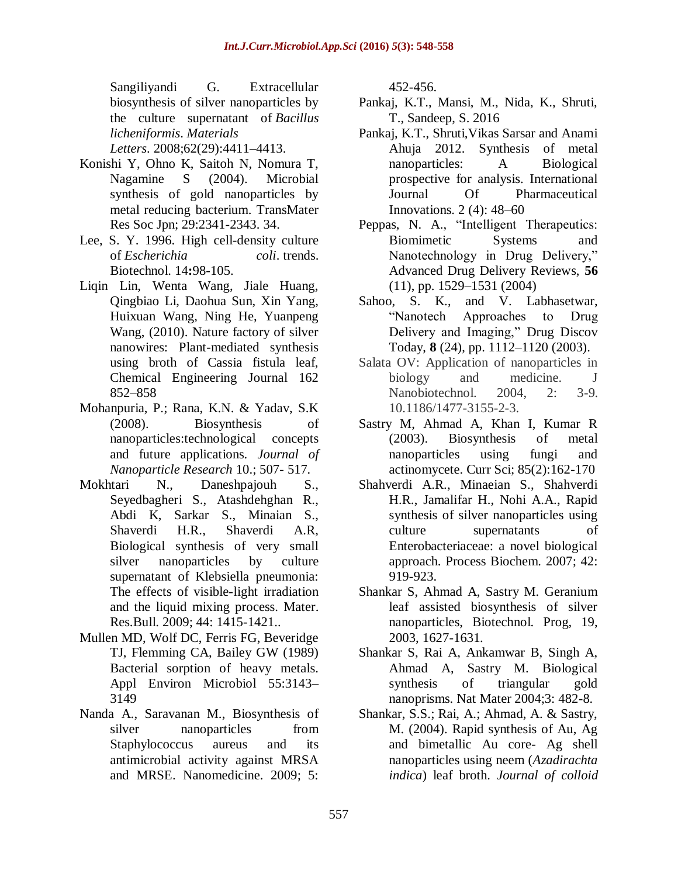Sangiliyandi G. Extracellular biosynthesis of silver nanoparticles by the culture supernatant of *Bacillus licheniformis*. *Materials Letters*. 2008;62(29):4411–4413.

Konishi Y, Ohno K, Saitoh N, Nomura T, Nagamine S (2004). Microbial synthesis of gold nanoparticles by metal reducing bacterium. TransMater Res Soc Jpn; 29:2341-2343. 34.

Lee, S. Y. 1996. High cell-density culture of *Escherichia coli*. trends. Biotechnol. 14**:**98-105.

Liqin Lin, Wenta Wang, Jiale Huang, Qingbiao Li, Daohua Sun, Xin Yang, Huixuan Wang, Ning He, Yuanpeng Wang, (2010). Nature factory of silver nanowires: Plant-mediated synthesis using broth of Cassia fistula leaf, Chemical Engineering Journal 162 852–858

Mohanpuria, P.; Rana, K.N. & Yadav, S.K (2008). Biosynthesis of nanoparticles:technological concepts and future applications. *Journal of Nanoparticle Research* 10.; 507- 517.

Mokhtari N., Daneshpajouh S., Seyedbagheri S., Atashdehghan R., Abdi K, Sarkar S., Minaian S., Shaverdi H.R., Shaverdi A.R, Biological synthesis of very small silver nanoparticles by culture supernatant of Klebsiella pneumonia: The effects of visible-light irradiation and the liquid mixing process. Mater. Res.Bull. 2009; 44: 1415-1421..

Mullen MD, Wolf DC, Ferris FG, Beveridge TJ, Flemming CA, Bailey GW (1989) Bacterial sorption of heavy metals. Appl Environ Microbiol 55:3143–3149

Nanda A., Saravanan M., Biosynthesis of silver nanoparticles from Staphylococcus aureus and its antimicrobial activity against MRSA and MRSE. Nanomedicine. 2009; 5: 452-456.

Pankaj, K.T., Mansi, M., Nida, K., Shruti, T., Sandeep, S. 2016

Pankaj, K.T., Shruti,Vikas Sarsar and Anami Ahuja 2012. Synthesis of metal nanoparticles: A Biological prospective for analysis. International Journal Of Pharmaceutical Innovations. 2 (4): 48–60

Peppas, N. A., "Intelligent Therapeutics: Biomimetic Systems and Nanotechnology in Drug Delivery," Advanced Drug Delivery Reviews, **56** (11), pp. 1529–1531 (2004)

Sahoo, S. K., and V. Labhasetwar, "Nanotech Approaches to Drug Delivery and Imaging," Drug Discov Today, **8** (24), pp. 1112–1120 (2003).

Salata OV: Application of nanoparticles in biology and medicine. J Nanobiotechnol. 2004, 2: 3-9. 10.1186/1477-3155-2-3.

Sastry M, Ahmad A, Khan I, Kumar R (2003). Biosynthesis of metal nanoparticles using fungi and actinomycete. Curr Sci; 85(2):162-170

Shahverdi A.R., Minaeian S., Shahverdi H.R., Jamalifar H., Nohi A.A., Rapid synthesis of silver nanoparticles using culture supernatants of Enterobacteriaceae: a novel biological approach. Process Biochem. 2007; 42: 919-923.

Shankar S, Ahmad A, Sastry M. Geranium leaf assisted biosynthesis of silver nanoparticles, Biotechnol. Prog, 19, 2003, 1627-1631.

Shankar S, Rai A, Ankamwar B, Singh A, Ahmad A, Sastry M. Biological synthesis of triangular gold nanoprisms. Nat Mater 2004;3: 482-8.

Shankar, S.S.; Rai, A.; Ahmad, A. & Sastry, M. (2004). Rapid synthesis of Au, Ag and bimetallic Au core- Ag shell nanoparticles using neem (*Azadirachta indica*) leaf broth. *Journal of colloid*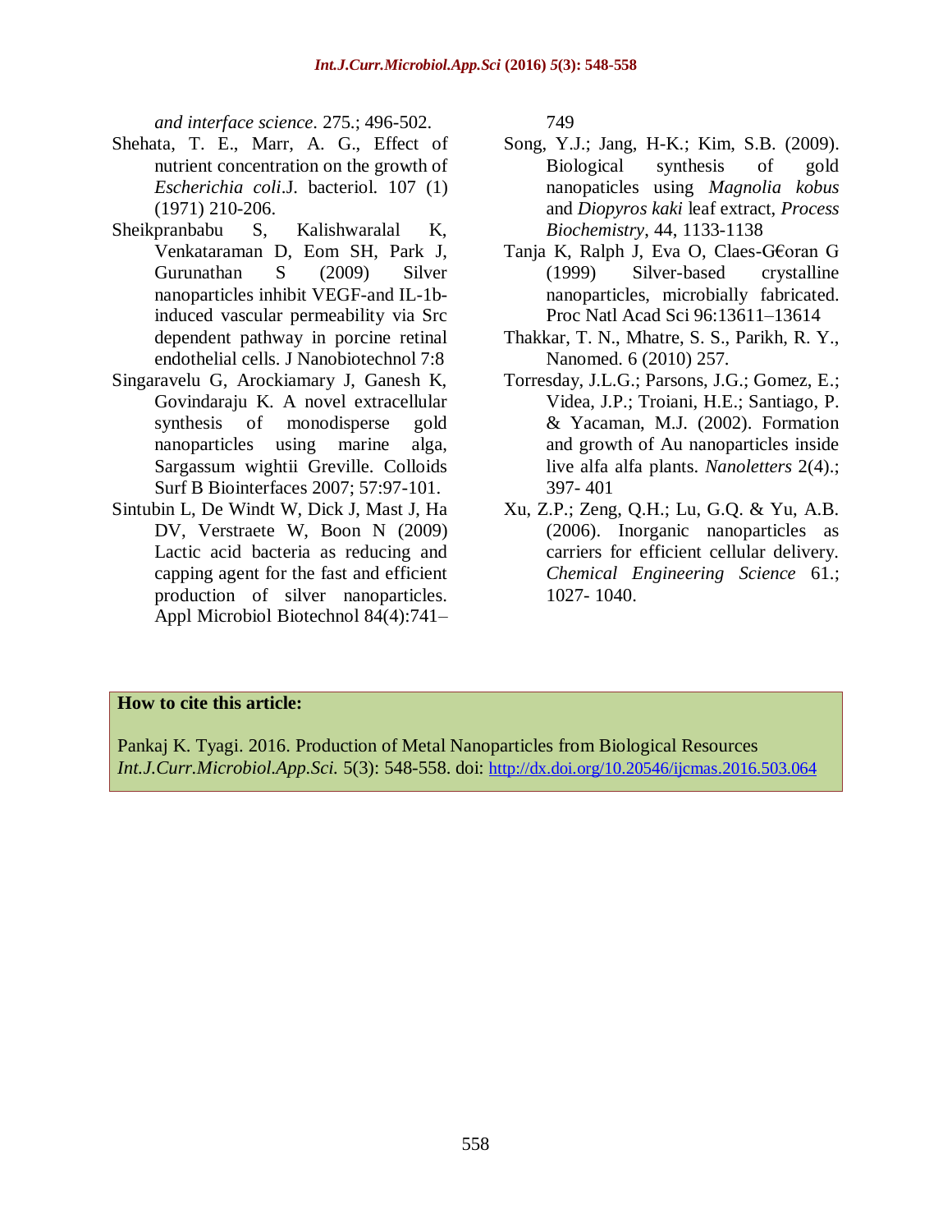*and interface science*. 275.; 496-502.

Shehata, T. E., Marr, A. G., Effect of nutrient concentration on the growth of *Escherichia coli*.J. bacteriol. 107 (1) (1971) 210-206.

Sheikpranbabu S, Kalishwaralal K, Venkataraman D, Eom SH, Park J, Gurunathan S (2009) Silver nanoparticles inhibit VEGF-and IL-1b-induced vascular permeability via Src dependent pathway in porcine retinal endothelial cells. J Nanobiotechnol 7:8

Singaravelu G, Arockiamary J, Ganesh K, Govindaraju K. A novel extracellular synthesis of monodisperse gold nanoparticles using marine alga, Sargassum wightii Greville. Colloids Surf B Biointerfaces 2007; 57:97-101.

Sintubin L, De Windt W, Dick J, Mast J, Ha DV, Verstraete W, Boon N (2009) Lactic acid bacteria as reducing and capping agent for the fast and efficient production of silver nanoparticles. Appl Microbiol Biotechnol 84(4):741–749

Song, Y.J.; Jang, H-K.; Kim, S.B. (2009). Biological synthesis of gold nanopaticles using *Magnolia kobus* and *Diopyros kaki* leaf extract, *Process Biochemistry*, 44, 1133-1138

Tanja K, Ralph J, Eva O, Claes-G€oran G (1999) Silver-based crystalline nanoparticles, microbially fabricated. Proc Natl Acad Sci 96:13611–13614

Thakkar, T. N., Mhatre, S. S., Parikh, R. Y., Nanomed. 6 (2010) 257.

Torresday, J.L.G.; Parsons, J.G.; Gomez, E.; Videa, J.P.; Troiani, H.E.; Santiago, P. & Yacaman, M.J. (2002). Formation and growth of Au nanoparticles inside live alfa alfa plants. *Nanoletters* 2(4).; 397- 401

Xu, Z.P.; Zeng, Q.H.; Lu, G.Q. & Yu, A.B. (2006). Inorganic nanoparticles as carriers for efficient cellular delivery. *Chemical Engineering Science* 61.; 1027- 1040.

**How to cite this article:**

Pankaj K. Tyagi. 2016. Production of Metal Nanoparticles from Biological Resources *Int.J.Curr.Microbiol.App.Sci.* 5(3): 548-558. doi: http://dx.doi.org/10.20546/ijcmas.2016.503.064